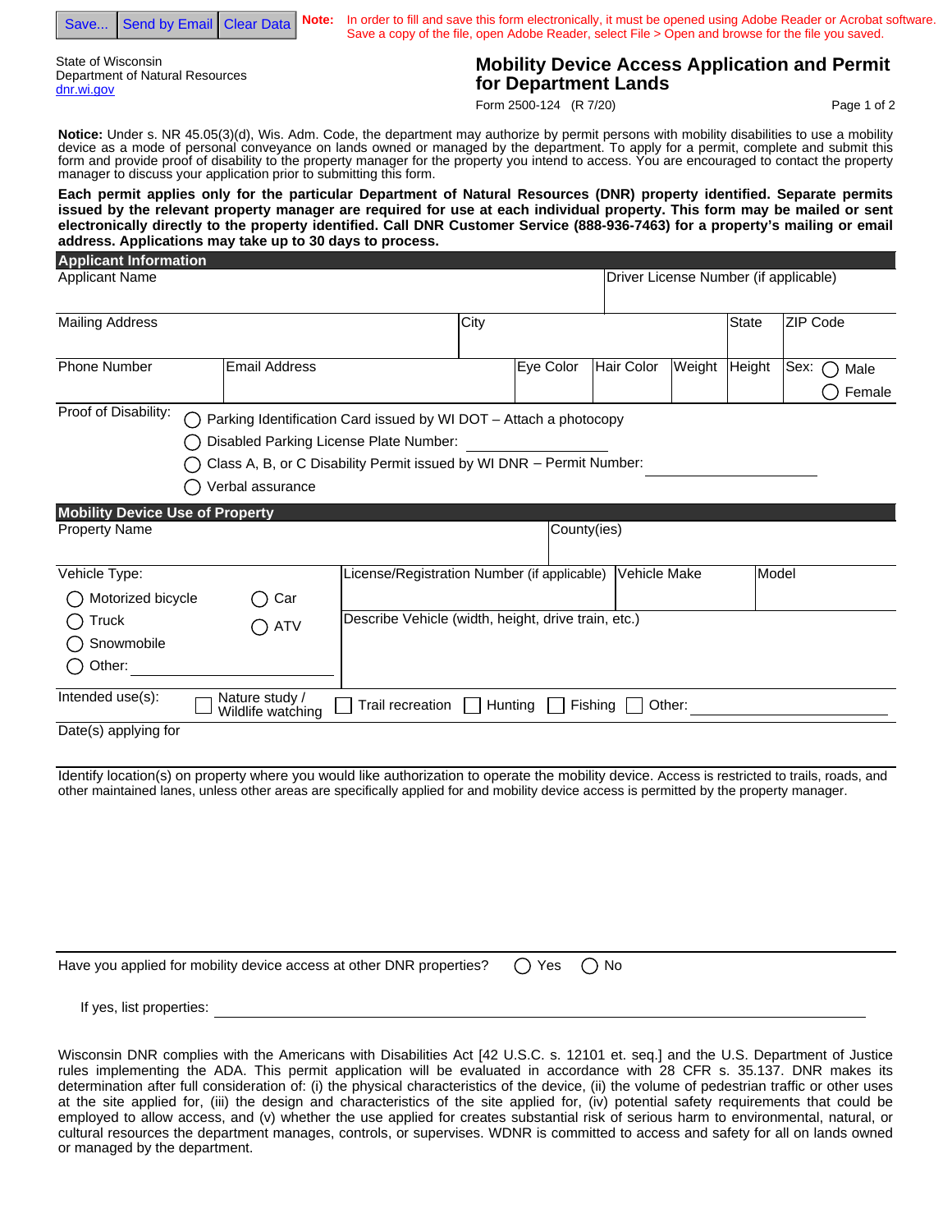Save... | Send by Email | Clear Data

**Note:** In order to fill and save this form electronically, it must be opened using Adobe Reader or Acrobat software. Save a copy of the file, open Adobe Reader, select File > Open and browse for the file you saved.

State of Wisconsin
Department of Natural Resources
dnr.wi.gov

# Mobility Device Access Application and Permit for Department Lands

Form 2500-124 (R 7/20)

**Notice:** Under s. NR 45.05(3)(d), Wis. Adm. Code, the department may authorize by permit persons with mobility disabilities to use a mobility device as a mode of personal conveyance on lands owned or managed by the department. To apply for a permit, complete and submit this form and provide proof of disability to the property manager for the property you intend to access. You are encouraged to contact the property manager to discuss your application prior to submitting this form.

**Each permit applies only for the particular Department of Natural Resources (DNR) property identified. Separate permits issued by the relevant property manager are required for use at each individual property. This form may be mailed or sent electronically directly to the property identified. Call DNR Customer Service (888-936-7463) for a property's mailing or email address. Applications may take up to 30 days to process.**

## Applicant Information

| Applicant Name | | | | | | Driver License Number (if applicable) |
|---|---|---|---|---|---|---|
| Mailing Address | | City | | | State | ZIP Code |
| Phone Number | Email Address | Eye Color | Hair Color | Weight | Height | Sex: ◯ Male ◯ Female |

Proof of Disability:
- ◯ Parking Identification Card issued by WI DOT – Attach a photocopy
- ◯ Disabled Parking License Plate Number: ____________
- ◯ Class A, B, or C Disability Permit issued by WI DNR – Permit Number: ____________
- ◯ Verbal assurance

## Mobility Device Use of Property

| Property Name | County(ies) |
|---|---|

Vehicle Type:
- ◯ Motorized bicycle
- ◯ Car
- ◯ Truck
- ◯ ATV
- ◯ Snowmobile
- ◯ Other: ____________

| License/Registration Number (if applicable) | Vehicle Make | Model |
|---|---|---|

Describe Vehicle (width, height, drive train, etc.)

Intended use(s): ☐ Nature study / Wildlife watching ☐ Trail recreation ☐ Hunting ☐ Fishing ☐ Other: ____________

Date(s) applying for

Identify location(s) on property where you would like authorization to operate the mobility device. Access is restricted to trails, roads, and other maintained lanes, unless other areas are specifically applied for and mobility device access is permitted by the property manager.

Have you applied for mobility device access at other DNR properties? ◯ Yes ◯ No

If yes, list properties: ____________

Wisconsin DNR complies with the Americans with Disabilities Act [42 U.S.C. s. 12101 et. seq.] and the U.S. Department of Justice rules implementing the ADA. This permit application will be evaluated in accordance with 28 CFR s. 35.137. DNR makes its determination after full consideration of: (i) the physical characteristics of the device, (ii) the volume of pedestrian traffic or other uses at the site applied for, (iii) the design and characteristics of the site applied for, (iv) potential safety requirements that could be employed to allow access, and (v) whether the use applied for creates substantial risk of serious harm to environmental, natural, or cultural resources the department manages, controls, or supervises. WDNR is committed to access and safety for all on lands owned or managed by the department.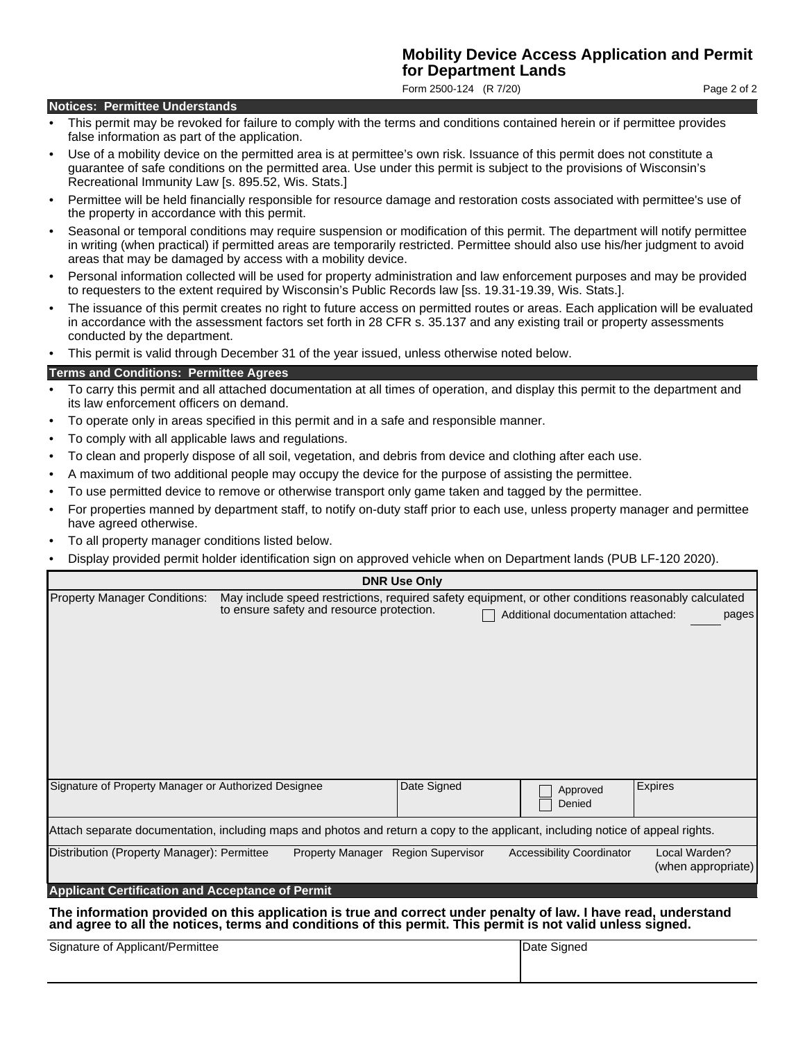# Mobility Device Access Application and Permit for Department Lands

Form 2500-124 (R 7/20)

## Notices: Permittee Understands

- This permit may be revoked for failure to comply with the terms and conditions contained herein or if permittee provides false information as part of the application.
- Use of a mobility device on the permitted area is at permittee's own risk. Issuance of this permit does not constitute a guarantee of safe conditions on the permitted area. Use under this permit is subject to the provisions of Wisconsin's Recreational Immunity Law [s. 895.52, Wis. Stats.]
- Permittee will be held financially responsible for resource damage and restoration costs associated with permittee's use of the property in accordance with this permit.
- Seasonal or temporal conditions may require suspension or modification of this permit. The department will notify permittee in writing (when practical) if permitted areas are temporarily restricted. Permittee should also use his/her judgment to avoid areas that may be damaged by access with a mobility device.
- Personal information collected will be used for property administration and law enforcement purposes and may be provided to requesters to the extent required by Wisconsin's Public Records law [ss. 19.31-19.39, Wis. Stats.].
- The issuance of this permit creates no right to future access on permitted routes or areas. Each application will be evaluated in accordance with the assessment factors set forth in 28 CFR s. 35.137 and any existing trail or property assessments conducted by the department.
- This permit is valid through December 31 of the year issued, unless otherwise noted below.

## Terms and Conditions: Permittee Agrees

- To carry this permit and all attached documentation at all times of operation, and display this permit to the department and its law enforcement officers on demand.
- To operate only in areas specified in this permit and in a safe and responsible manner.
- To comply with all applicable laws and regulations.
- To clean and properly dispose of all soil, vegetation, and debris from device and clothing after each use.
- A maximum of two additional people may occupy the device for the purpose of assisting the permittee.
- To use permitted device to remove or otherwise transport only game taken and tagged by the permittee.
- For properties manned by department staff, to notify on-duty staff prior to each use, unless property manager and permittee have agreed otherwise.
- To all property manager conditions listed below.
- Display provided permit holder identification sign on approved vehicle when on Department lands (PUB LF-120 2020).

## DNR Use Only

Property Manager Conditions: May include speed restrictions, required safety equipment, or other conditions reasonably calculated to ensure safety and resource protection.

☐ Additional documentation attached: _____ pages

| Signature of Property Manager or Authorized Designee | Date Signed | ☐ Approved ☐ Denied | Expires |
|---|---|---|---|
| | | | |

Attach separate documentation, including maps and photos and return a copy to the applicant, including notice of appeal rights.

Distribution (Property Manager): Permittee Property Manager Region Supervisor Accessibility Coordinator Local Warden? (when appropriate)

## Applicant Certification and Acceptance of Permit

**The information provided on this application is true and correct under penalty of law. I have read, understand and agree to all the notices, terms and conditions of this permit. This permit is not valid unless signed.**

| Signature of Applicant/Permittee | Date Signed |
|---|---|
| | |